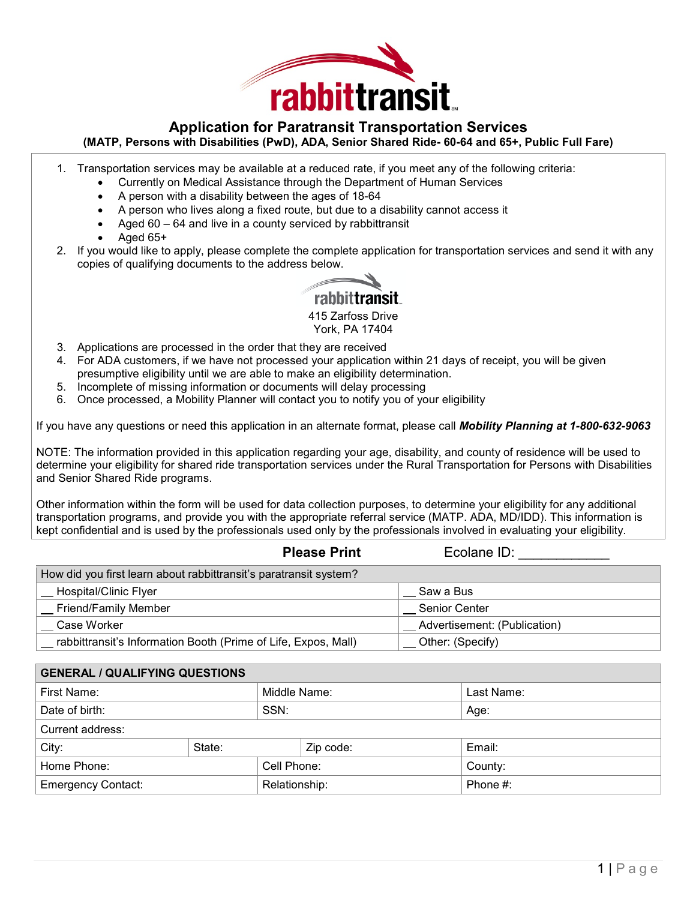# rabbittransit

## Application for Paratransit Transportation Services

**(MATP, Persons with Disabilities (PwD), ADA, Senior Shared Ride- 60-64 and 65+, Public Full Fare)**

1. Transportation services may be available at a reduced rate, if you meet any of the following criteria:
   - Currently on Medical Assistance through the Department of Human Services
   - A person with a disability between the ages of 18-64
   - A person who lives along a fixed route, but due to a disability cannot access it
   - Aged 60 – 64 and live in a county serviced by rabbittransit
   - Aged 65+
2. If you would like to apply, please complete the complete application for transportation services and send it with any copies of qualifying documents to the address below.

rabbittransit
415 Zarfoss Drive
York, PA 17404

3. Applications are processed in the order that they are received
4. For ADA customers, if we have not processed your application within 21 days of receipt, you will be given presumptive eligibility until we are able to make an eligibility determination.
5. Incomplete of missing information or documents will delay processing
6. Once processed, a Mobility Planner will contact you to notify you of your eligibility

If you have any questions or need this application in an alternate format, please call ***Mobility Planning at 1-800-632-9063***

NOTE: The information provided in this application regarding your age, disability, and county of residence will be used to determine your eligibility for shared ride transportation services under the Rural Transportation for Persons with Disabilities and Senior Shared Ride programs.

Other information within the form will be used for data collection purposes, to determine your eligibility for any additional transportation programs, and provide you with the appropriate referral service (MATP. ADA, MD/IDD). This information is kept confidential and is used by the professionals used only by the professionals involved in evaluating your eligibility.

**Please Print** Ecolane ID: ____________

| How did you first learn about rabbittransit's paratransit system? | |
|---|---|
| __ Hospital/Clinic Flyer | __ Saw a Bus |
| __ Friend/Family Member | __ Senior Center |
| __ Case Worker | __ Advertisement: (Publication) |
| __ rabbittransit's Information Booth (Prime of Life, Expos, Mall) | __ Other: (Specify) |

| **GENERAL / QUALIFYING QUESTIONS** | | | |
|---|---|---|---|
| First Name: | Middle Name: | | Last Name: |
| Date of birth: | SSN: | | Age: |
| Current address: | | | |
| City: State: | | Zip code: | Email: |
| Home Phone: | Cell Phone: | | County: |
| Emergency Contact: | Relationship: | | Phone #: |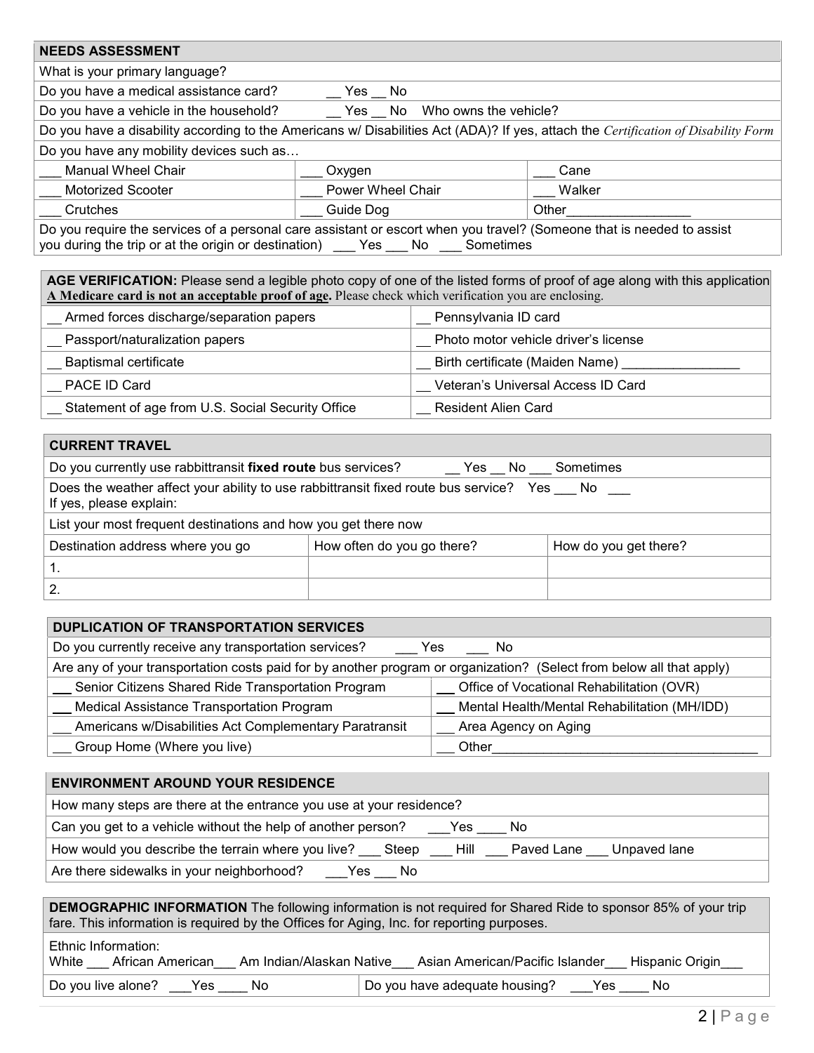| NEEDS ASSESSMENT | | |
|---|---|---|
| What is your primary language? | | |
| Do you have a medical assistance card? __ Yes __ No | | |
| Do you have a vehicle in the household? __ Yes __ No Who owns the vehicle? | | |
| Do you have a disability according to the Americans w/ Disabilities Act (ADA)? If yes, attach the *Certification of Disability Form* | | |
| Do you have any mobility devices such as… | | |
| ___ Manual Wheel Chair | ___ Oxygen | ___ Cane |
| ___ Motorized Scooter | ___ Power Wheel Chair | ___ Walker |
| ___ Crutches | ___ Guide Dog | Other_________________ |
| Do you require the services of a personal care assistant or escort when you travel? (Someone that is needed to assist you during the trip or at the origin or destination) ___ Yes ___ No ___ Sometimes | | |

| **AGE VERIFICATION:** Please send a legible photo copy of one of the listed forms of proof of age along with this application **A Medicare card is not an acceptable proof of age.** Please check which verification you are enclosing. | |
|---|---|
| __ Armed forces discharge/separation papers | __ Pennsylvania ID card |
| __ Passport/naturalization papers | __ Photo motor vehicle driver's license |
| __ Baptismal certificate | __ Birth certificate (Maiden Name) ________________ |
| __ PACE ID Card | __ Veteran's Universal Access ID Card |
| __ Statement of age from U.S. Social Security Office | __ Resident Alien Card |

| CURRENT TRAVEL | | |
|---|---|---|
| Do you currently use rabbittransit **fixed route** bus services? __ Yes __ No ___ Sometimes | | |
| Does the weather affect your ability to use rabbittransit fixed route bus service? Yes ___ No ___<br>If yes, please explain: | | |
| List your most frequent destinations and how you get there now | | |
| Destination address where you go | How often do you go there? | How do you get there? |
| 1. | | |
| 2. | | |

| DUPLICATION OF TRANSPORTATION SERVICES | |
|---|---|
| Do you currently receive any transportation services? ___ Yes ___ No | |
| Are any of your transportation costs paid for by another program or organization? (Select from below all that apply) | |
| ___ Senior Citizens Shared Ride Transportation Program | ___ Office of Vocational Rehabilitation (OVR) |
| ___ Medical Assistance Transportation Program | ___ Mental Health/Mental Rehabilitation (MH/IDD) |
| ___ Americans w/Disabilities Act Complementary Paratransit | ___ Area Agency on Aging |
| ___ Group Home (Where you live) | ___ Other_____________________________________ |

| ENVIRONMENT AROUND YOUR RESIDENCE |
|---|
| How many steps are there at the entrance you use at your residence? |
| Can you get to a vehicle without the help of another person? ___Yes ____ No |
| How would you describe the terrain where you live? ___ Steep ___ Hill ___ Paved Lane ___ Unpaved lane |
| Are there sidewalks in your neighborhood? ___Yes ___ No |

| **DEMOGRAPHIC INFORMATION** The following information is not required for Shared Ride to sponsor 85% of your trip fare. This information is required by the Offices for Aging, Inc. for reporting purposes. | |
|---|---|
| Ethnic Information:<br>White ___ African American___ Am Indian/Alaskan Native___ Asian American/Pacific Islander___ Hispanic Origin___ | |
| Do you live alone? ___Yes ____ No | Do you have adequate housing? ___Yes ____ No |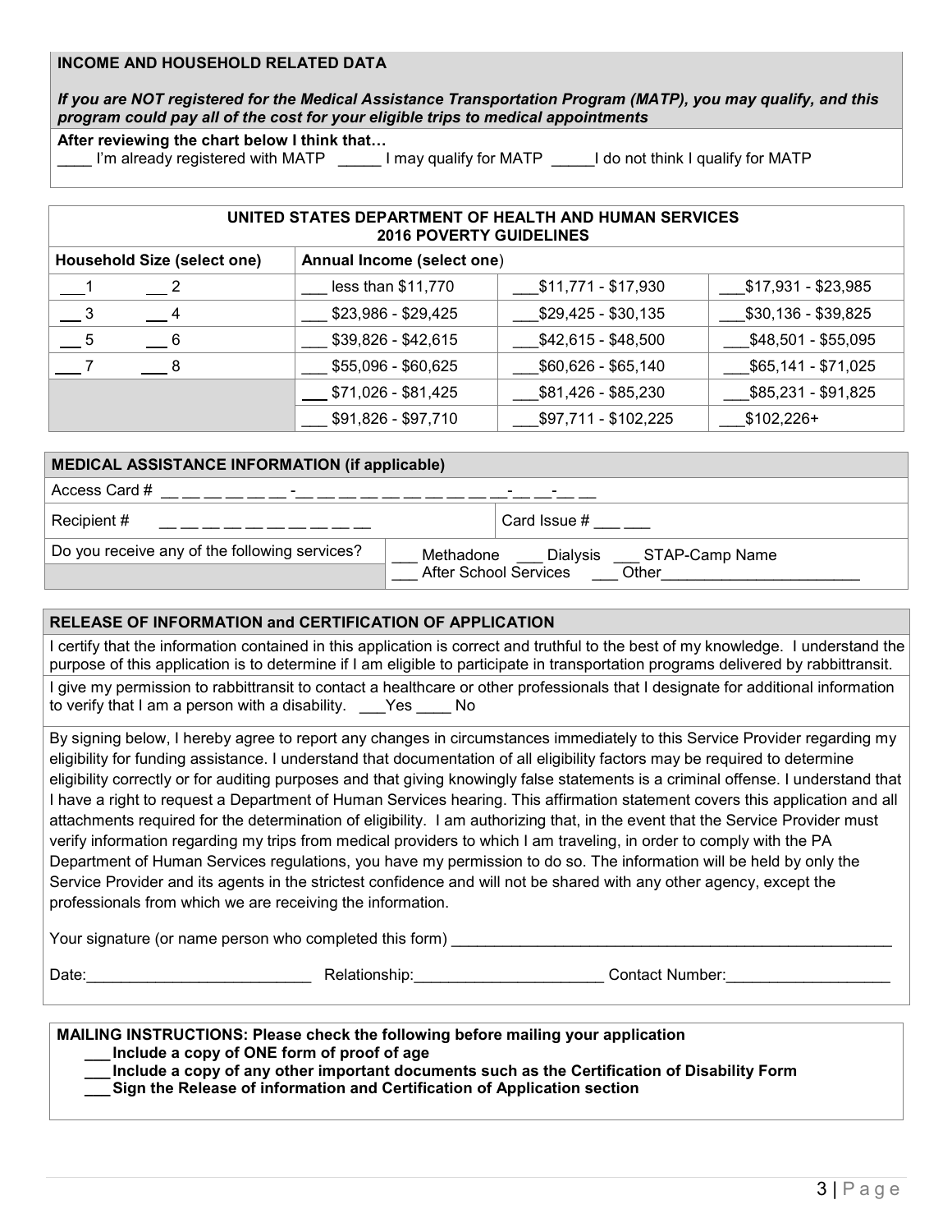## INCOME AND HOUSEHOLD RELATED DATA

***If you are NOT registered for the Medical Assistance Transportation Program (MATP), you may qualify, and this program could pay all of the cost for your eligible trips to medical appointments***

**After reviewing the chart below I think that…**

____ I'm already registered with MATP _____ I may qualify for MATP _____I do not think I qualify for MATP

| UNITED STATES DEPARTMENT OF HEALTH AND HUMAN SERVICES 2016 POVERTY GUIDELINES | | | |
|---|---|---|---|
| **Household Size (select one)** | **Annual Income (select one)** | | |
| ___1 ___2 | ___ less than $11,770 | ___$11,771 - $17,930 | ___$17,931 - $23,985 |
| ___3 ___4 | ___ $23,986 - $29,425 | ___$29,425 - $30,135 | ___$30,136 - $39,825 |
| ___5 ___6 | ___ $39,826 - $42,615 | ___$42,615 - $48,500 | ___$48,501 - $55,095 |
| ___7 ___8 | ___ $55,096 - $60,625 | ___$60,626 - $65,140 | ___$65,141 - $71,025 |
| | ___ $71,026 - $81,425 | ___$81,426 - $85,230 | ___$85,231 - $91,825 |
| | ___ $91,826 - $97,710 | ___$97,711 - $102,225 | ___$102,226+ |

| MEDICAL ASSISTANCE INFORMATION (if applicable) | |
|---|---|
| Access Card # __ __ __ __ __ __ -__ __ __ __ __ __ __ __ __ __ -__ __ -__ __ | |
| Recipient # __ __ __ __ __ __ __ __ __ __ | Card Issue # ___ ___ |
| Do you receive any of the following services? | ___ Methadone ___ Dialysis ___ STAP-Camp Name ___ After School Services ___ Other_______________________ |

## RELEASE OF INFORMATION and CERTIFICATION OF APPLICATION

I certify that the information contained in this application is correct and truthful to the best of my knowledge. I understand the purpose of this application is to determine if I am eligible to participate in transportation programs delivered by rabbittransit.

I give my permission to rabbittransit to contact a healthcare or other professionals that I designate for additional information to verify that I am a person with a disability. ___Yes ____ No

By signing below, I hereby agree to report any changes in circumstances immediately to this Service Provider regarding my eligibility for funding assistance. I understand that documentation of all eligibility factors may be required to determine eligibility correctly or for auditing purposes and that giving knowingly false statements is a criminal offense. I understand that I have a right to request a Department of Human Services hearing. This affirmation statement covers this application and all attachments required for the determination of eligibility. I am authorizing that, in the event that the Service Provider must verify information regarding my trips from medical providers to which I am traveling, in order to comply with the PA Department of Human Services regulations, you have my permission to do so. The information will be held by only the Service Provider and its agents in the strictest confidence and will not be shared with any other agency, except the professionals from which we are receiving the information.

Your signature (or name person who completed this form) _______________________________________________

Date:__________________________ Relationship:_____________________ Contact Number:___________________

**MAILING INSTRUCTIONS: Please check the following before mailing your application**

- **___Include a copy of ONE form of proof of age**
- **___Include a copy of any other important documents such as the Certification of Disability Form**
- **___Sign the Release of information and Certification of Application section**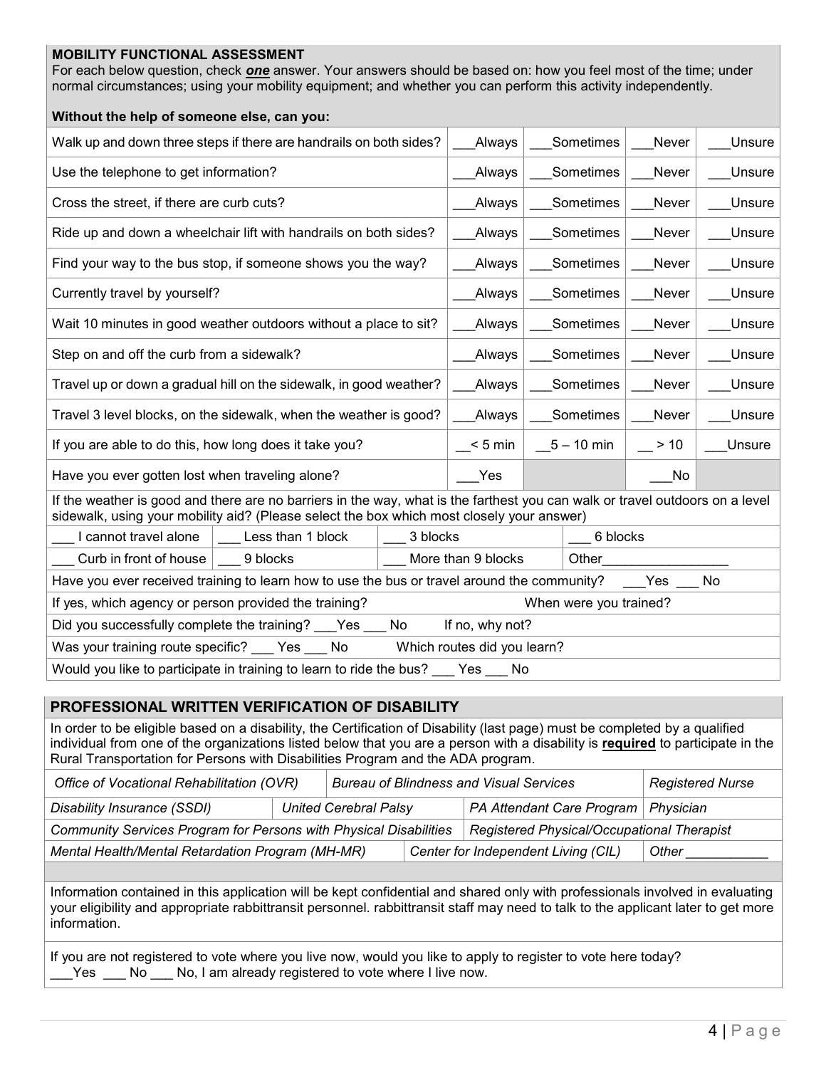**MOBILITY FUNCTIONAL ASSESSMENT**

For each below question, check ***one*** answer. Your answers should be based on: how you feel most of the time; under normal circumstances; using your mobility equipment; and whether you can perform this activity independently.

**Without the help of someone else, can you:**

| | | | | |
|---|---|---|---|---|
| Walk up and down three steps if there are handrails on both sides? | ___Always | ___Sometimes | ___Never | ___Unsure |
| Use the telephone to get information? | ___Always | ___Sometimes | ___Never | ___Unsure |
| Cross the street, if there are curb cuts? | ___Always | ___Sometimes | ___Never | ___Unsure |
| Ride up and down a wheelchair lift with handrails on both sides? | ___Always | ___Sometimes | ___Never | ___Unsure |
| Find your way to the bus stop, if someone shows you the way? | ___Always | ___Sometimes | ___Never | ___Unsure |
| Currently travel by yourself? | ___Always | ___Sometimes | ___Never | ___Unsure |
| Wait 10 minutes in good weather outdoors without a place to sit? | ___Always | ___Sometimes | ___Never | ___Unsure |
| Step on and off the curb from a sidewalk? | ___Always | ___Sometimes | ___Never | ___Unsure |
| Travel up or down a gradual hill on the sidewalk, in good weather? | ___Always | ___Sometimes | ___Never | ___Unsure |
| Travel 3 level blocks, on the sidewalk, when the weather is good? | ___Always | ___Sometimes | ___Never | ___Unsure |
| If you are able to do this, how long does it take you? | __< 5 min | __5 – 10 min | __ > 10 | ___Unsure |
| Have you ever gotten lost when traveling alone? | ___Yes | | ___No | |

If the weather is good and there are no barriers in the way, what is the farthest you can walk or travel outdoors on a level sidewalk, using your mobility aid? (Please select the box which most closely your answer)

| | | | |
|---|---|---|---|
| ___ I cannot travel alone | ___ Less than 1 block | ___ 3 blocks | ___ 6 blocks |
| ___ Curb in front of house | ___ 9 blocks | ___ More than 9 blocks | Other_________________ |

Have you ever received training to learn how to use the bus or travel around the community? ___Yes ___ No

If yes, which agency or person provided the training? When were you trained?

Did you successfully complete the training? ___Yes ___ No If no, why not?

Was your training route specific? ___ Yes ___ No Which routes did you learn?

Would you like to participate in training to learn to ride the bus? ___ Yes ___ No

## PROFESSIONAL WRITTEN VERIFICATION OF DISABILITY

In order to be eligible based on a disability, the Certification of Disability (last page) must be completed by a qualified individual from one of the organizations listed below that you are a person with a disability is **required** to participate in the Rural Transportation for Persons with Disabilities Program and the ADA program.

| | | |
|---|---|---|
| *Office of Vocational Rehabilitation (OVR)* | *Bureau of Blindness and Visual Services* | *Registered Nurse* |
| *Disability Insurance (SSDI)* | *United Cerebral Palsy* | *PA Attendant Care Program* |
| *Physician* | *Community Services Program for Persons with Physical Disabilities* | *Registered Physical/Occupational Therapist* |
| *Mental Health/Mental Retardation Program (MH-MR)* | *Center for Independent Living (CIL)* | *Other ___________* |

Information contained in this application will be kept confidential and shared only with professionals involved in evaluating your eligibility and appropriate rabbittransit personnel. rabbittransit staff may need to talk to the applicant later to get more information.

If you are not registered to vote where you live now, would you like to apply to register to vote here today?
___Yes ___ No ___ No, I am already registered to vote where I live now.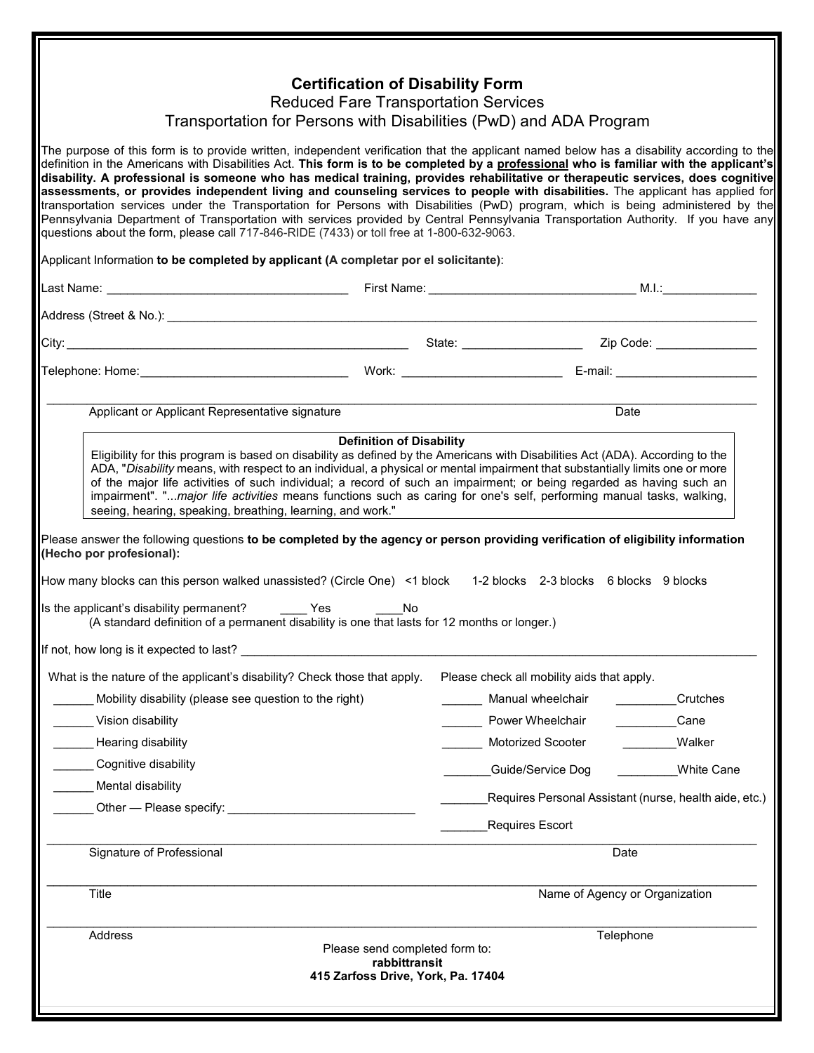# Certification of Disability Form

## Reduced Fare Transportation Services

## Transportation for Persons with Disabilities (PwD) and ADA Program

The purpose of this form is to provide written, independent verification that the applicant named below has a disability according to the definition in the Americans with Disabilities Act. **This form is to be completed by a professional who is familiar with the applicant's disability. A professional is someone who has medical training, provides rehabilitative or therapeutic services, does cognitive assessments, or provides independent living and counseling services to people with disabilities.** The applicant has applied for transportation services under the Transportation for Persons with Disabilities (PwD) program, which is being administered by the Pennsylvania Department of Transportation with services provided by Central Pennsylvania Transportation Authority. If you have any questions about the form, please call 717-846-RIDE (7433) or toll free at 1-800-632-9063.

Applicant Information **to be completed by applicant (A completar por el solicitante)**:

Last Name: ___________________________________ First Name: _______________________________ M.I.:______________

Address (Street & No.): ____________________________________________________________________________________

City: _____________________________________________________ State: __________________ Zip Code: _______________

Telephone: Home:_______________________________ Work: ________________________ E-mail: _____________________

____________________________________________________________________________________________________

Applicant or Applicant Representative signature Date

**Definition of Disability**

Eligibility for this program is based on disability as defined by the Americans with Disabilities Act (ADA). According to the ADA, "*Disability* means, with respect to an individual, a physical or mental impairment that substantially limits one or more of the major life activities of such individual; a record of such an impairment; or being regarded as having such an impairment". "...*major life activities* means functions such as caring for one's self, performing manual tasks, walking, seeing, hearing, speaking, breathing, learning, and work."

Please answer the following questions **to be completed by the agency or person providing verification of eligibility information (Hecho por profesional):**

How many blocks can this person walked unassisted? (Circle One) <1 block 1-2 blocks 2-3 blocks 6 blocks 9 blocks

Is the applicant's disability permanent? ____ Yes ____No
(A standard definition of a permanent disability is one that lasts for 12 months or longer.)

If not, how long is it expected to last? ______________________________________________________________________

What is the nature of the applicant's disability? Check those that apply.

- ______ Mobility disability (please see question to the right)
- ______ Vision disability
- ______ Hearing disability
- ______ Cognitive disability
- ______ Mental disability
- ______ Other — Please specify: ____________________________

Please check all mobility aids that apply.

- ______ Manual wheelchair
- _________Crutches
- ______ Power Wheelchair
- _________Cane
- ______ Motorized Scooter
- ________Walker
- _______Guide/Service Dog
- _________White Cane
- _______Requires Personal Assistant (nurse, health aide, etc.)
- _______Requires Escort

____________________________________________________________________________________________________

Signature of Professional Date

____________________________________________________________________________________________________

Title Name of Agency or Organization

____________________________________________________________________________________________________

Address Telephone

Please send completed form to:
**rabbittransit**
**415 Zarfoss Drive, York, Pa. 17404**